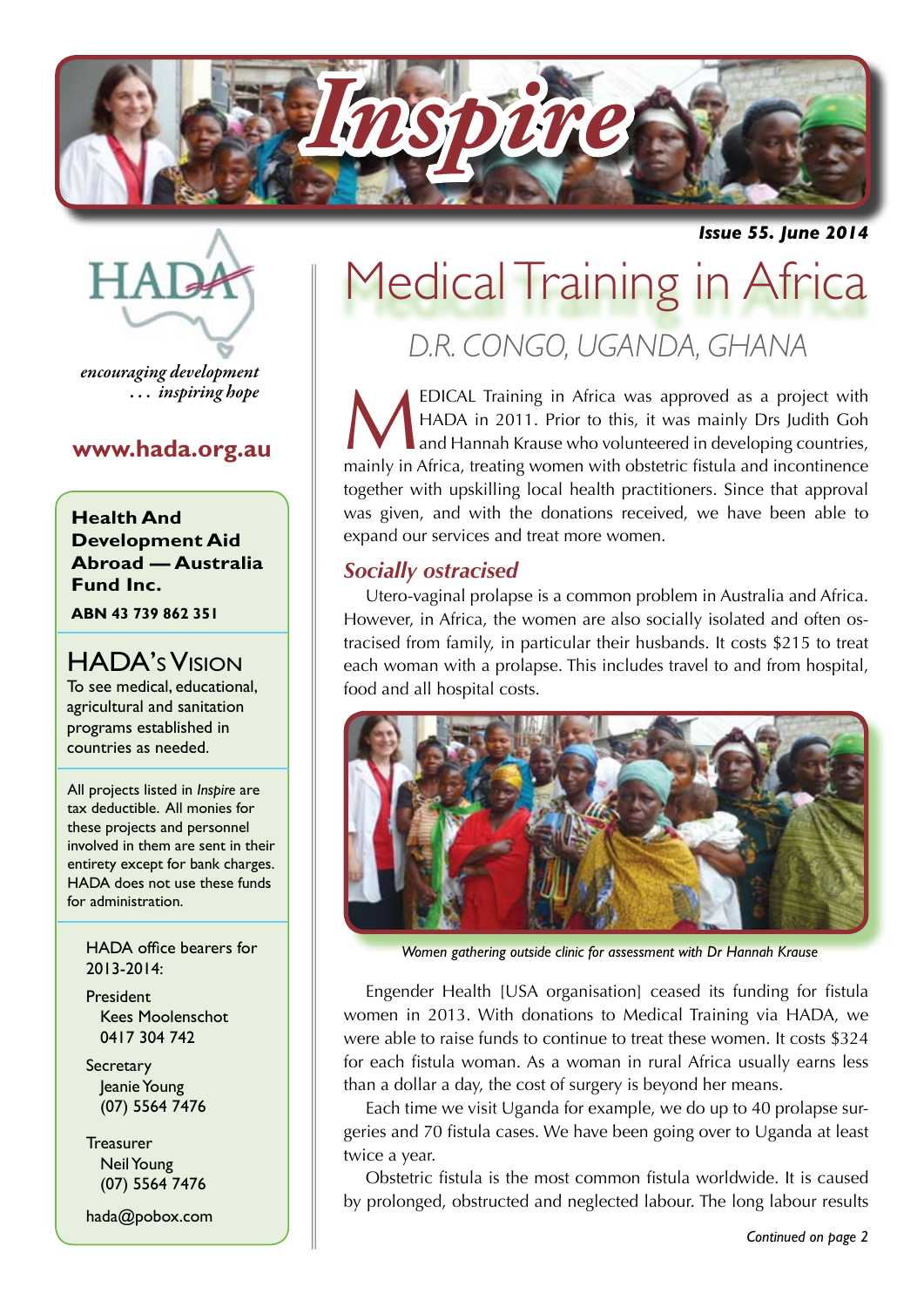# Inspire

**Issue 55. June 2014**

HADA

*encouraging development … inspiring hope*

**www.hada.org.au**

**Health And Development Aid Abroad — Australia Fund Inc.**

**ABN 43 739 862 351**

## HADA's Vision

To see medical, educational, agricultural and sanitation programs established in countries as needed.

All projects listed in *Inspire* are tax deductible. All monies for these projects and personnel involved in them are sent in their entirety except for bank charges. HADA does not use these funds for administration.

HADA office bearers for 2013-2014:

President
Kees Moolenschot
0417 304 742

Secretary
Jeanie Young
(07) 5564 7476

Treasurer
Neil Young
(07) 5564 7476

hada@pobox.com

# Medical Training in Africa

## D.R. CONGO, UGANDA, GHANA

MEDICAL Training in Africa was approved as a project with HADA in 2011. Prior to this, it was mainly Drs Judith Goh and Hannah Krause who volunteered in developing countries, mainly in Africa, treating women with obstetric fistula and incontinence together with upskilling local health practitioners. Since that approval was given, and with the donations received, we have been able to expand our services and treat more women.

### *Socially ostracised*

Utero-vaginal prolapse is a common problem in Australia and Africa. However, in Africa, the women are also socially isolated and often ostracised from family, in particular their husbands. It costs $215 to treat each woman with a prolapse. This includes travel to and from hospital, food and all hospital costs.

*Women gathering outside clinic for assessment with Dr Hannah Krause*

Engender Health [USA organisation] ceased its funding for fistula women in 2013. With donations to Medical Training via HADA, we were able to raise funds to continue to treat these women. It costs $324 for each fistula woman. As a woman in rural Africa usually earns less than a dollar a day, the cost of surgery is beyond her means.

Each time we visit Uganda for example, we do up to 40 prolapse surgeries and 70 fistula cases. We have been going over to Uganda at least twice a year.

Obstetric fistula is the most common fistula worldwide. It is caused by prolonged, obstructed and neglected labour. The long labour results

*Continued on page 2*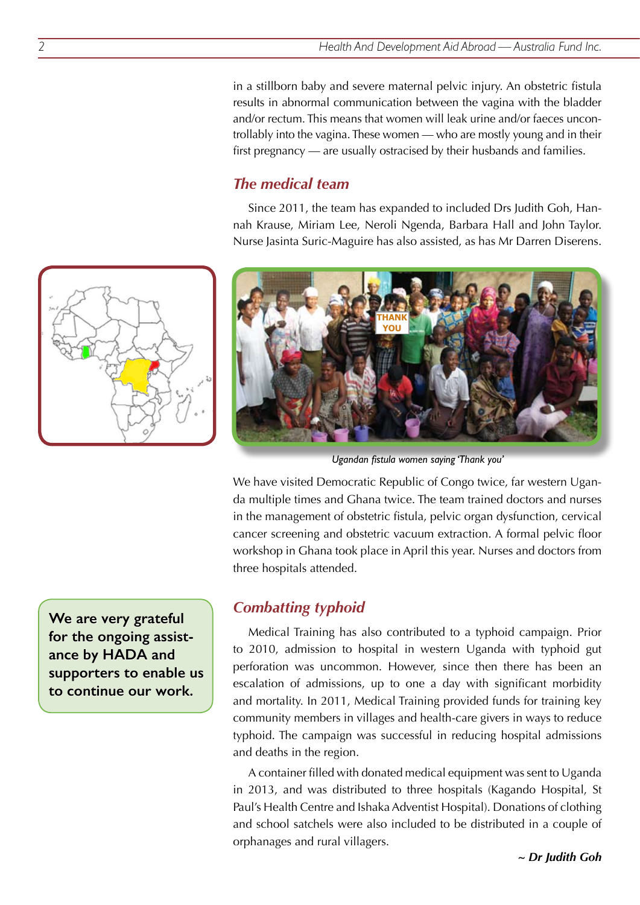in a stillborn baby and severe maternal pelvic injury. An obstetric fistula results in abnormal communication between the vagina with the bladder and/or rectum. This means that women will leak urine and/or faeces uncontrollably into the vagina. These women — who are mostly young and in their first pregnancy — are usually ostracised by their husbands and families.

## *The medical team*

Since 2011, the team has expanded to included Drs Judith Goh, Hannah Krause, Miriam Lee, Neroli Ngenda, Barbara Hall and John Taylor. Nurse Jasinta Suric-Maguire has also assisted, as has Mr Darren Diserens.

*Ugandan fistula women saying 'Thank you'*

We have visited Democratic Republic of Congo twice, far western Uganda multiple times and Ghana twice. The team trained doctors and nurses in the management of obstetric fistula, pelvic organ dysfunction, cervical cancer screening and obstetric vacuum extraction. A formal pelvic floor workshop in Ghana took place in April this year. Nurses and doctors from three hospitals attended.

**We are very grateful for the ongoing assistance by HADA and supporters to enable us to continue our work.**

## *Combatting typhoid*

Medical Training has also contributed to a typhoid campaign. Prior to 2010, admission to hospital in western Uganda with typhoid gut perforation was uncommon. However, since then there has been an escalation of admissions, up to one a day with significant morbidity and mortality. In 2011, Medical Training provided funds for training key community members in villages and health-care givers in ways to reduce typhoid. The campaign was successful in reducing hospital admissions and deaths in the region.

A container filled with donated medical equipment was sent to Uganda in 2013, and was distributed to three hospitals (Kagando Hospital, St Paul's Health Centre and Ishaka Adventist Hospital). Donations of clothing and school satchels were also included to be distributed in a couple of orphanages and rural villagers.

***~ Dr Judith Goh***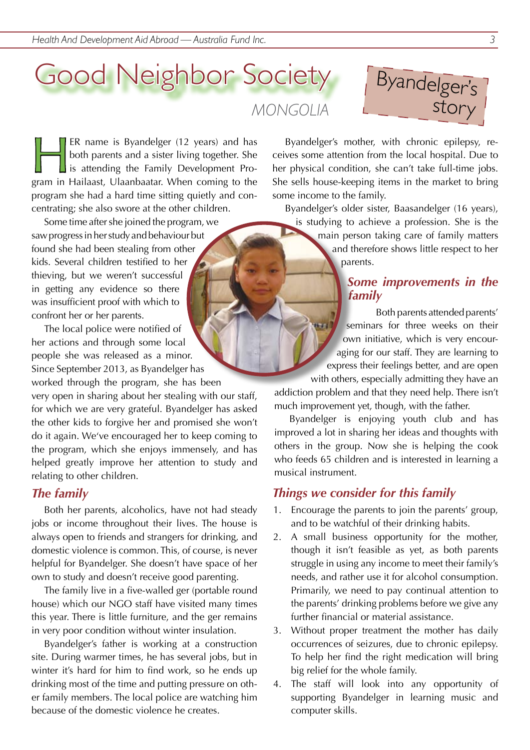# Good Neighbor Society

MONGOLIA

## Byandelger's story

HER name is Byandelger (12 years) and has both parents and a sister living together. She is attending the Family Development Program in Hailaast, Ulaanbaatar. When coming to the program she had a hard time sitting quietly and concentrating; she also swore at the other children.

Some time after she joined the program, we saw progress in her study and behaviour but found she had been stealing from other kids. Several children testified to her thieving, but we weren't successful in getting any evidence so there was insufficient proof with which to confront her or her parents.

The local police were notified of her actions and through some local people she was released as a minor. Since September 2013, as Byandelger has worked through the program, she has been very open in sharing about her stealing with our staff, for which we are very grateful. Byandelger has asked the other kids to forgive her and promised she won't do it again. We've encouraged her to keep coming to the program, which she enjoys immensely, and has helped greatly improve her attention to study and relating to other children.

### The family

Both her parents, alcoholics, have not had steady jobs or income throughout their lives. The house is always open to friends and strangers for drinking, and domestic violence is common. This, of course, is never helpful for Byandelger. She doesn't have space of her own to study and doesn't receive good parenting.

The family live in a five-walled ger (portable round house) which our NGO staff have visited many times this year. There is little furniture, and the ger remains in very poor condition without winter insulation.

Byandelger's father is working at a construction site. During warmer times, he has several jobs, but in winter it's hard for him to find work, so he ends up drinking most of the time and putting pressure on other family members. The local police are watching him because of the domestic violence he creates.

Byandelger's mother, with chronic epilepsy, receives some attention from the local hospital. Due to her physical condition, she can't take full-time jobs. She sells house-keeping items in the market to bring some income to the family.

Byandelger's older sister, Baasandelger (16 years), is studying to achieve a profession. She is the main person taking care of family matters and therefore shows little respect to her parents.

### Some improvements in the family

Both parents attended parents' seminars for three weeks on their own initiative, which is very encouraging for our staff. They are learning to express their feelings better, and are open with others, especially admitting they have an addiction problem and that they need help. There isn't much improvement yet, though, with the father.

Byandelger is enjoying youth club and has improved a lot in sharing her ideas and thoughts with others in the group. Now she is helping the cook who feeds 65 children and is interested in learning a musical instrument.

### Things we consider for this family

1. Encourage the parents to join the parents' group, and to be watchful of their drinking habits.
2. A small business opportunity for the mother, though it isn't feasible as yet, as both parents struggle in using any income to meet their family's needs, and rather use it for alcohol consumption. Primarily, we need to pay continual attention to the parents' drinking problems before we give any further financial or material assistance.
3. Without proper treatment the mother has daily occurrences of seizures, due to chronic epilepsy. To help her find the right medication will bring big relief for the whole family.
4. The staff will look into any opportunity of supporting Byandelger in learning music and computer skills.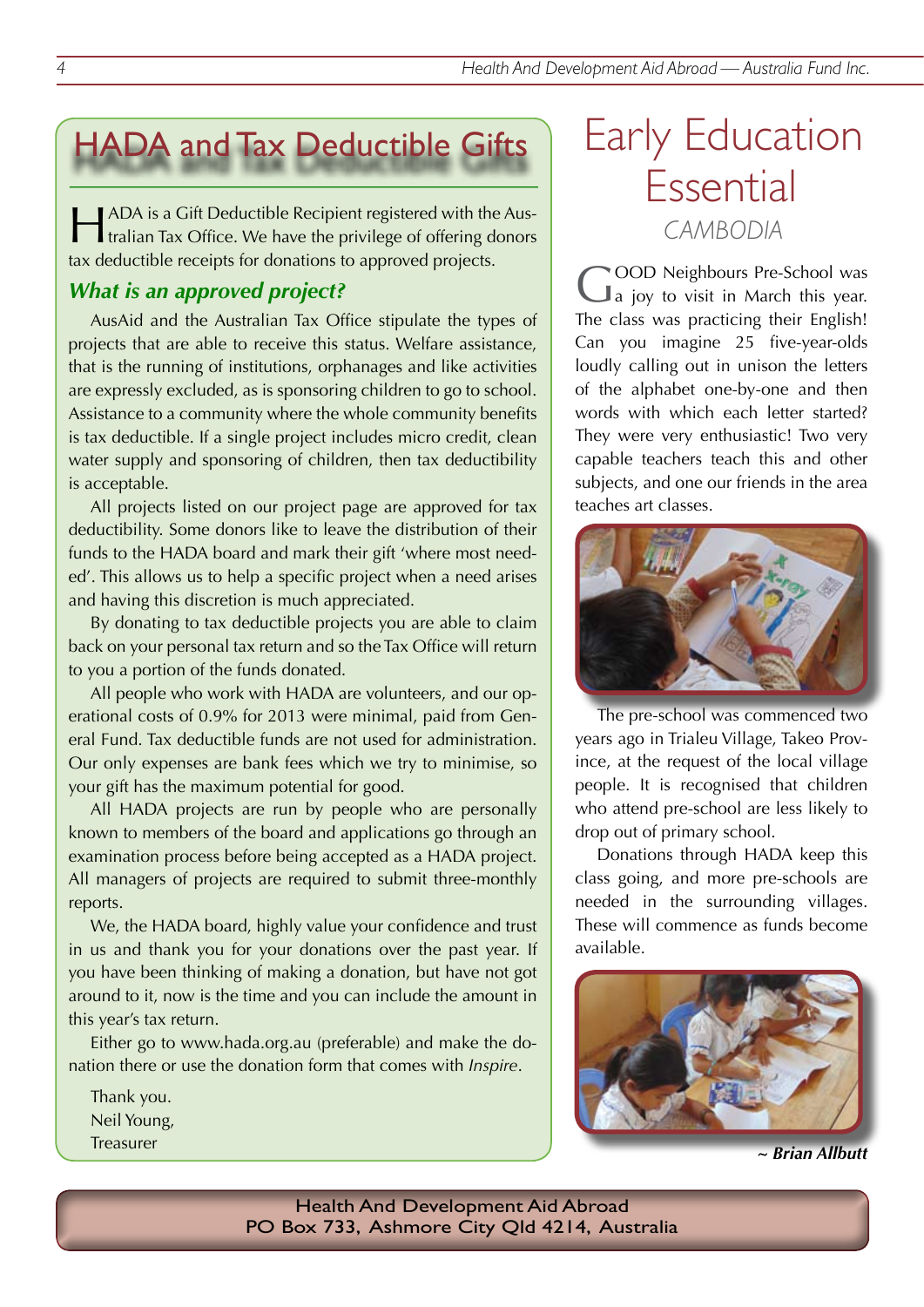## HADA and Tax Deductible Gifts

HADA is a Gift Deductible Recipient registered with the Australian Tax Office. We have the privilege of offering donors tax deductible receipts for donations to approved projects.

### *What is an approved project?*

AusAid and the Australian Tax Office stipulate the types of projects that are able to receive this status. Welfare assistance, that is the running of institutions, orphanages and like activities are expressly excluded, as is sponsoring children to go to school. Assistance to a community where the whole community benefits is tax deductible. If a single project includes micro credit, clean water supply and sponsoring of children, then tax deductibility is acceptable.

All projects listed on our project page are approved for tax deductibility. Some donors like to leave the distribution of their funds to the HADA board and mark their gift 'where most needed'. This allows us to help a specific project when a need arises and having this discretion is much appreciated.

By donating to tax deductible projects you are able to claim back on your personal tax return and so the Tax Office will return to you a portion of the funds donated.

All people who work with HADA are volunteers, and our operational costs of 0.9% for 2013 were minimal, paid from General Fund. Tax deductible funds are not used for administration. Our only expenses are bank fees which we try to minimise, so your gift has the maximum potential for good.

All HADA projects are run by people who are personally known to members of the board and applications go through an examination process before being accepted as a HADA project. All managers of projects are required to submit three-monthly reports.

We, the HADA board, highly value your confidence and trust in us and thank you for your donations over the past year. If you have been thinking of making a donation, but have not got around to it, now is the time and you can include the amount in this year's tax return.

Either go to www.hada.org.au (preferable) and make the donation there or use the donation form that comes with *Inspire*.

Thank you.
Neil Young,
Treasurer

# Early Education Essential

*CAMBODIA*

GOOD Neighbours Pre-School was a joy to visit in March this year. The class was practicing their English! Can you imagine 25 five-year-olds loudly calling out in unison the letters of the alphabet one-by-one and then words with which each letter started? They were very enthusiastic! Two very capable teachers teach this and other subjects, and one our friends in the area teaches art classes.

The pre-school was commenced two years ago in Trialeu Village, Takeo Province, at the request of the local village people. It is recognised that children who attend pre-school are less likely to drop out of primary school.

Donations through HADA keep this class going, and more pre-schools are needed in the surrounding villages. These will commence as funds become available.

***~ Brian Allbutt***

**Health And Development Aid Abroad**
**PO Box 733, Ashmore City Qld 4214, Australia**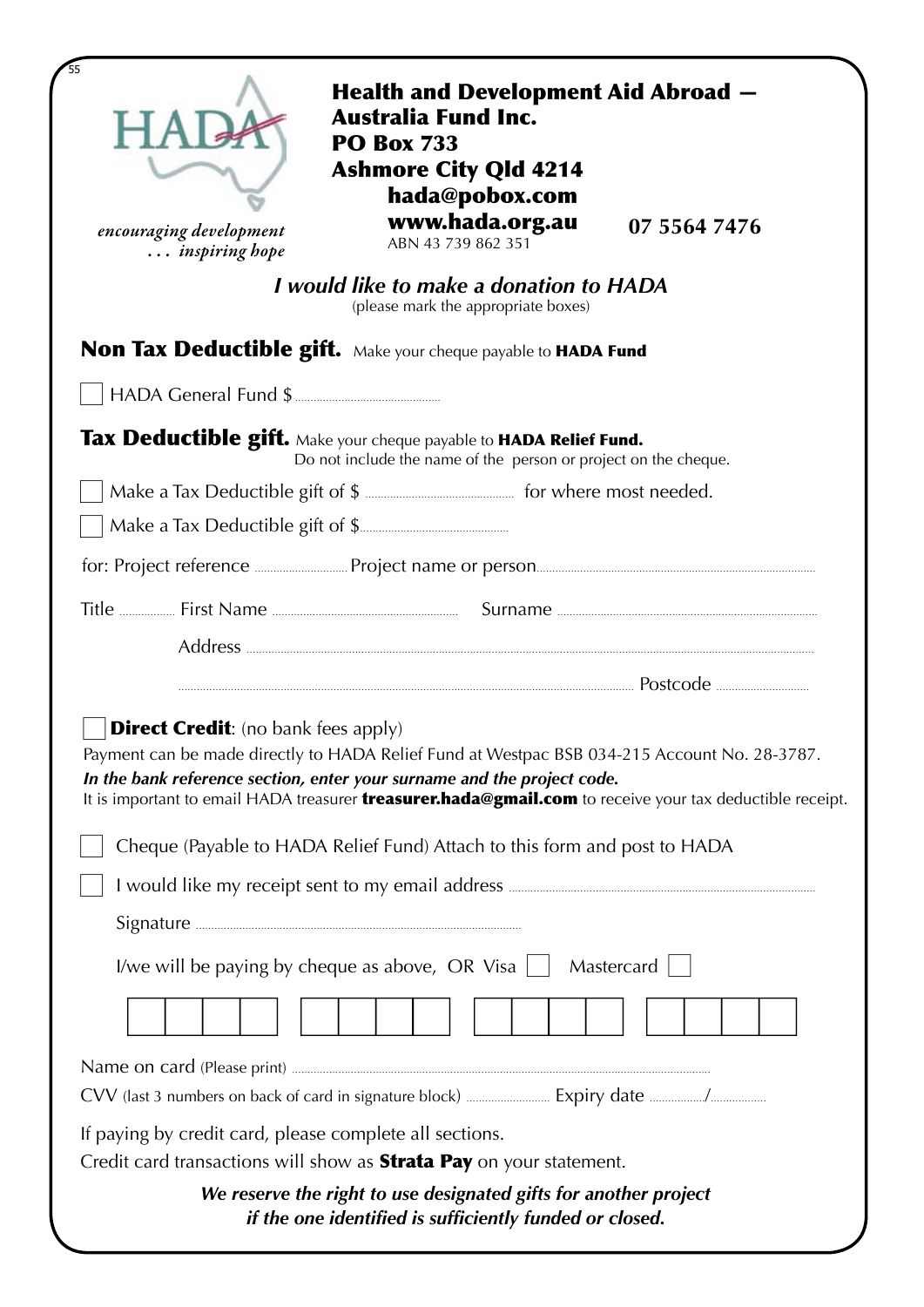# Health and Development Aid Abroad — Australia Fund Inc.

**PO Box 733**
**Ashmore City Qld 4214**
**hada@pobox.com**
**www.hada.org.au**
ABN 43 739 862 351
**07 5564 7476**

HADA
*encouraging development*
*. . . inspiring hope*

***I would like to make a donation to HADA***
(please mark the appropriate boxes)

## Non Tax Deductible gift. 

Make your cheque payable to **HADA Fund**

☐ HADA General Fund $..........

## Tax Deductible gift. 

Make your cheque payable to **HADA Relief Fund.**
Do not include the name of the person or project on the cheque.

☐ Make a Tax Deductible gift of $.......... for where most needed.

☐ Make a Tax Deductible gift of $..........

for: Project reference .......... Project name or person..........

Title .......... First Name .......... Surname ..........

Address ..........

.......... Postcode ..........

☐ **Direct Credit**: (no bank fees apply)

Payment can be made directly to HADA Relief Fund at Westpac BSB 034-215 Account No. 28-3787.

***In the bank reference section, enter your surname and the project code.***

It is important to email HADA treasurer **treasurer.hada@gmail.com** to receive your tax deductible receipt.

☐ Cheque (Payable to HADA Relief Fund) Attach to this form and post to HADA

☐ I would like my receipt sent to my email address ..........

Signature ..........

I/we will be paying by cheque as above, OR Visa ☐ Mastercard ☐

☐☐☐☐ ☐☐☐☐ ☐☐☐☐ ☐☐☐☐

Name on card (Please print) ..........

CVV (last 3 numbers on back of card in signature block) .......... Expiry date ........../..........

If paying by credit card, please complete all sections.

Credit card transactions will show as **Strata Pay** on your statement.

***We reserve the right to use designated gifts for another project if the one identified is sufficiently funded or closed.***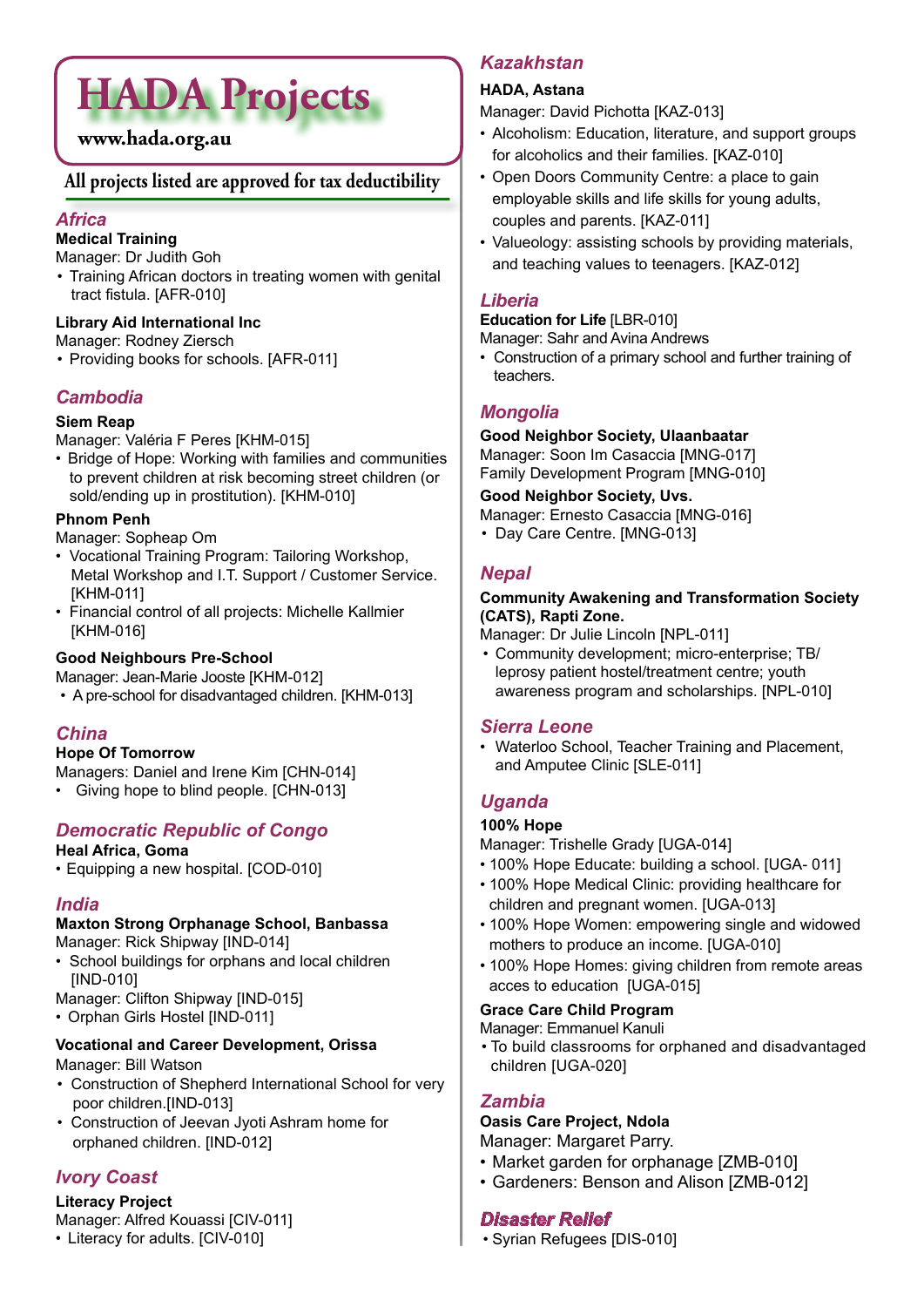# HADA Projects

**www.hada.org.au**

**All projects listed are approved for tax deductibility**

## Africa

**Medical Training**
Manager: Dr Judith Goh

- Training African doctors in treating women with genital tract fistula. [AFR-010]

**Library Aid International Inc**
Manager: Rodney Ziersch

- Providing books for schools. [AFR-011]

## Cambodia

**Siem Reap**
Manager: Valéria F Peres [KHM-015]

- Bridge of Hope: Working with families and communities to prevent children at risk becoming street children (or sold/ending up in prostitution). [KHM-010]

**Phnom Penh**
Manager: Sopheap Om

- Vocational Training Program: Tailoring Workshop, Metal Workshop and I.T. Support / Customer Service. [KHM-011]
- Financial control of all projects: Michelle Kallmier [KHM-016]

**Good Neighbours Pre-School**
Manager: Jean-Marie Jooste [KHM-012]

- A pre-school for disadvantaged children. [KHM-013]

## China

**Hope Of Tomorrow**
Managers: Daniel and Irene Kim [CHN-014]

- Giving hope to blind people. [CHN-013]

## Democratic Republic of Congo

**Heal Africa, Goma**

- Equipping a new hospital. [COD-010]

## India

**Maxton Strong Orphanage School, Banbassa**
Manager: Rick Shipway [IND-014]

- School buildings for orphans and local children [IND-010]

Manager: Clifton Shipway [IND-015]

- Orphan Girls Hostel [IND-011]

**Vocational and Career Development, Orissa**
Manager: Bill Watson

- Construction of Shepherd International School for very poor children.[IND-013]
- Construction of Jeevan Jyoti Ashram home for orphaned children. [IND-012]

## Ivory Coast

**Literacy Project**
Manager: Alfred Kouassi [CIV-011]

- Literacy for adults. [CIV-010]

## Kazakhstan

**HADA, Astana**
Manager: David Pichotta [KAZ-013]

- Alcoholism: Education, literature, and support groups for alcoholics and their families. [KAZ-010]
- Open Doors Community Centre: a place to gain employable skills and life skills for young adults, couples and parents. [KAZ-011]
- Valueology: assisting schools by providing materials, and teaching values to teenagers. [KAZ-012]

## Liberia

**Education for Life** [LBR-010]
Manager: Sahr and Avina Andrews

- Construction of a primary school and further training of teachers.

## Mongolia

**Good Neighbor Society, Ulaanbaatar**
Manager: Soon Im Casaccia [MNG-017]
Family Development Program [MNG-010]

**Good Neighbor Society, Uvs.**
Manager: Ernesto Casaccia [MNG-016]

- Day Care Centre. [MNG-013]

## Nepal

**Community Awakening and Transformation Society (CATS), Rapti Zone.**
Manager: Dr Julie Lincoln [NPL-011]

- Community development; micro-enterprise; TB/ leprosy patient hostel/treatment centre; youth awareness program and scholarships. [NPL-010]

## Sierra Leone

- Waterloo School, Teacher Training and Placement, and Amputee Clinic [SLE-011]

## Uganda

**100% Hope**
Manager: Trishelle Grady [UGA-014]

- 100% Hope Educate: building a school. [UGA- 011]
- 100% Hope Medical Clinic: providing healthcare for children and pregnant women. [UGA-013]
- 100% Hope Women: empowering single and widowed mothers to produce an income. [UGA-010]
- 100% Hope Homes: giving children from remote areas acces to education [UGA-015]

**Grace Care Child Program**
Manager: Emmanuel Kanuli

- To build classrooms for orphaned and disadvantaged children [UGA-020]

## Zambia

**Oasis Care Project, Ndola**
Manager: Margaret Parry.

- Market garden for orphanage [ZMB-010]
- Gardeners: Benson and Alison [ZMB-012]

## Disaster Relief

- Syrian Refugees [DIS-010]